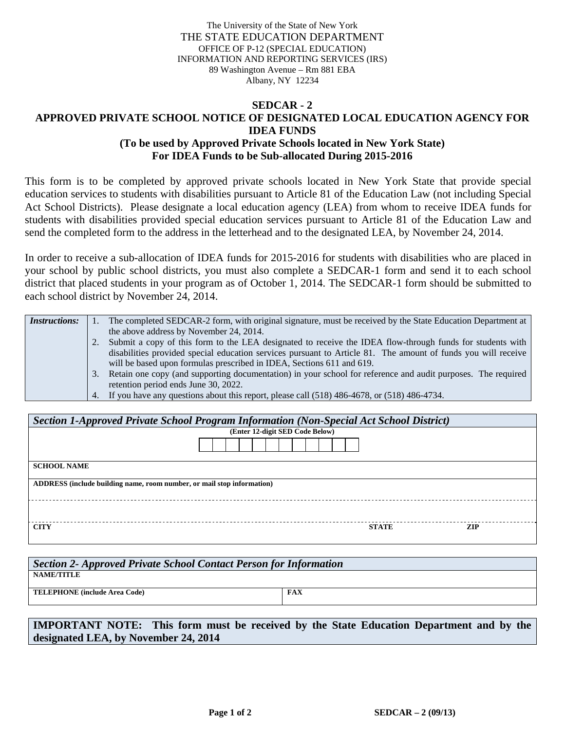The University of the State of New York
THE STATE EDUCATION DEPARTMENT
OFFICE OF P-12 (SPECIAL EDUCATION)
INFORMATION AND REPORTING SERVICES (IRS)
89 Washington Avenue – Rm 881 EBA
Albany, NY 12234

# SEDCAR - 2
## APPROVED PRIVATE SCHOOL NOTICE OF DESIGNATED LOCAL EDUCATION AGENCY FOR IDEA FUNDS
### (To be used by Approved Private Schools located in New York State)
### For IDEA Funds to be Sub-allocated During 2015-2016

This form is to be completed by approved private schools located in New York State that provide special education services to students with disabilities pursuant to Article 81 of the Education Law (not including Special Act School Districts). Please designate a local education agency (LEA) from whom to receive IDEA funds for students with disabilities provided special education services pursuant to Article 81 of the Education Law and send the completed form to the address in the letterhead and to the designated LEA, by November 24, 2014.

In order to receive a sub-allocation of IDEA funds for 2015-2016 for students with disabilities who are placed in your school by public school districts, you must also complete a SEDCAR-1 form and send it to each school district that placed students in your program as of October 1, 2014. The SEDCAR-1 form should be submitted to each school district by November 24, 2014.

***Instructions:***

1. The completed SEDCAR-2 form, with original signature, must be received by the State Education Department at the above address by November 24, 2014.
2. Submit a copy of this form to the LEA designated to receive the IDEA flow-through funds for students with disabilities provided special education services pursuant to Article 81. The amount of funds you will receive will be based upon formulas prescribed in IDEA, Sections 611 and 619.
3. Retain one copy (and supporting documentation) in your school for reference and audit purposes. The required retention period ends June 30, 2022.
4. If you have any questions about this report, please call (518) 486-4678, or (518) 486-4734.

| ***Section 1-Approved Private School Program Information (Non-Special Act School District)*** | | |
|---|---|---|
| **(Enter 12-digit SED Code Below)** | | |
| **SCHOOL NAME** | | |
| **ADDRESS (include building name, room number, or mail stop information)** | | |
| | | |
| **CITY** | **STATE** | **ZIP** |

| ***Section 2- Approved Private School Contact Person for Information*** | |
|---|---|
| **NAME/TITLE** | |
| **TELEPHONE (include Area Code)** | **FAX** |

**IMPORTANT NOTE: This form must be received by the State Education Department and by the designated LEA, by November 24, 2014**

SEDCAR – 2 (09/13)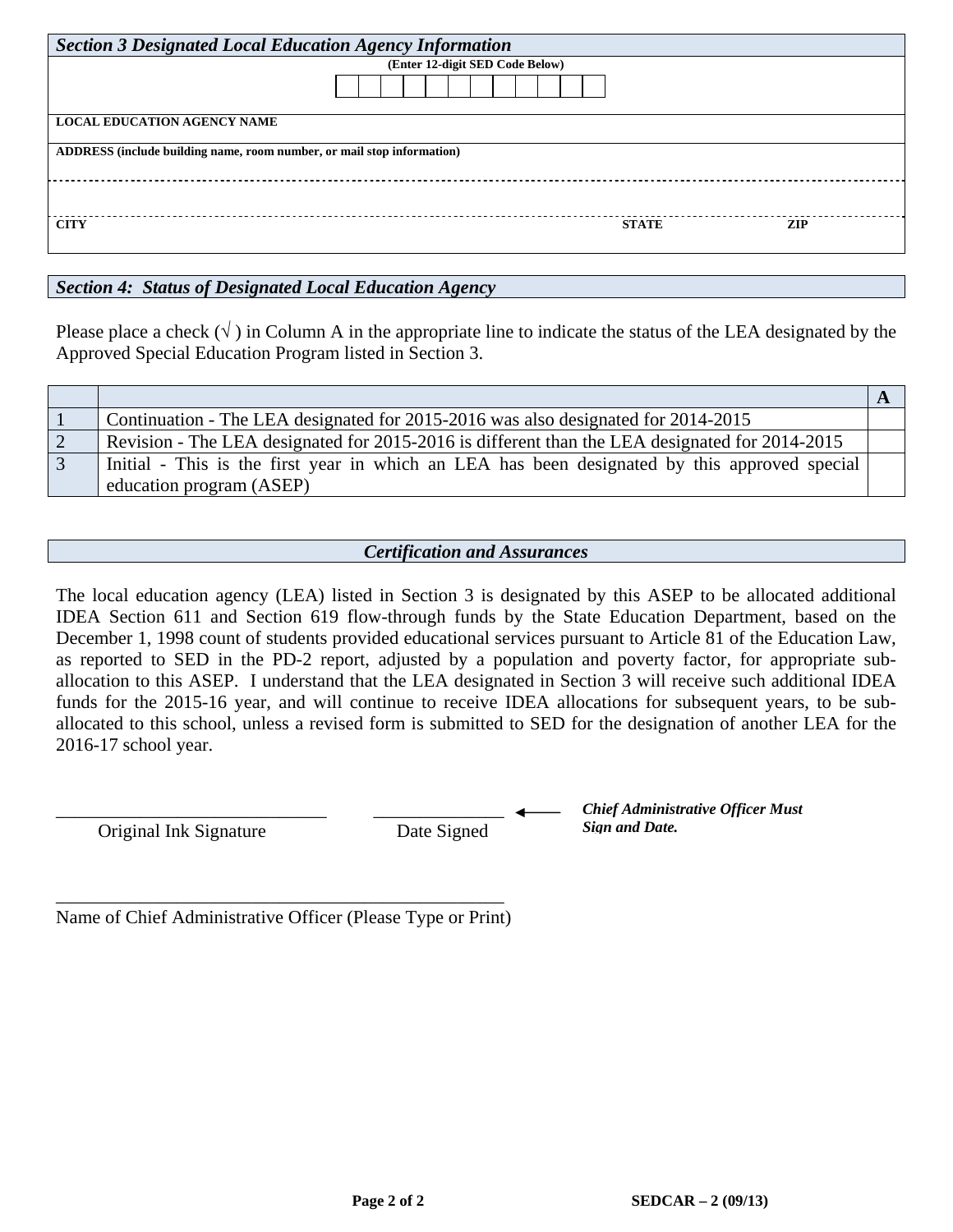## *Section 3 Designated Local Education Agency Information*

**(Enter 12-digit SED Code Below)**

| | | | | | | | | | | | |
|---|---|---|---|---|---|---|---|---|---|---|---|
| | | | | | | | | | | | |

**LOCAL EDUCATION AGENCY NAME**

**ADDRESS (include building name, room number, or mail stop information)**

**CITY** **STATE** **ZIP**

## *Section 4: Status of Designated Local Education Agency*

Please place a check (√ ) in Column A in the appropriate line to indicate the status of the LEA designated by the Approved Special Education Program listed in Section 3.

| | | **A** |
|---|---|---|
| 1 | Continuation - The LEA designated for 2015-2016 was also designated for 2014-2015 | |
| 2 | Revision - The LEA designated for 2015-2016 is different than the LEA designated for 2014-2015 | |
| 3 | Initial - This is the first year in which an LEA has been designated by this approved special education program (ASEP) | |

## *Certification and Assurances*

The local education agency (LEA) listed in Section 3 is designated by this ASEP to be allocated additional IDEA Section 611 and Section 619 flow-through funds by the State Education Department, based on the December 1, 1998 count of students provided educational services pursuant to Article 81 of the Education Law, as reported to SED in the PD-2 report, adjusted by a population and poverty factor, for appropriate sub-allocation to this ASEP. I understand that the LEA designated in Section 3 will receive such additional IDEA funds for the 2015-16 year, and will continue to receive IDEA allocations for subsequent years, to be sub-allocated to this school, unless a revised form is submitted to SED for the designation of another LEA for the 2016-17 school year.

\_\_\_\_\_\_\_\_\_\_\_\_\_\_\_\_\_\_\_\_\_\_\_\_\_\_\_\_\_\_ \_\_\_\_\_\_\_\_\_\_\_\_\_\_\_ ← ***Chief Administrative Officer Must Sign and Date.***

Original Ink Signature Date Signed

\_\_\_\_\_\_\_\_\_\_\_\_\_\_\_\_\_\_\_\_\_\_\_\_\_\_\_\_\_\_\_\_\_\_\_\_\_\_\_\_\_\_\_\_\_\_

Name of Chief Administrative Officer (Please Type or Print)

**SEDCAR – 2 (09/13)**